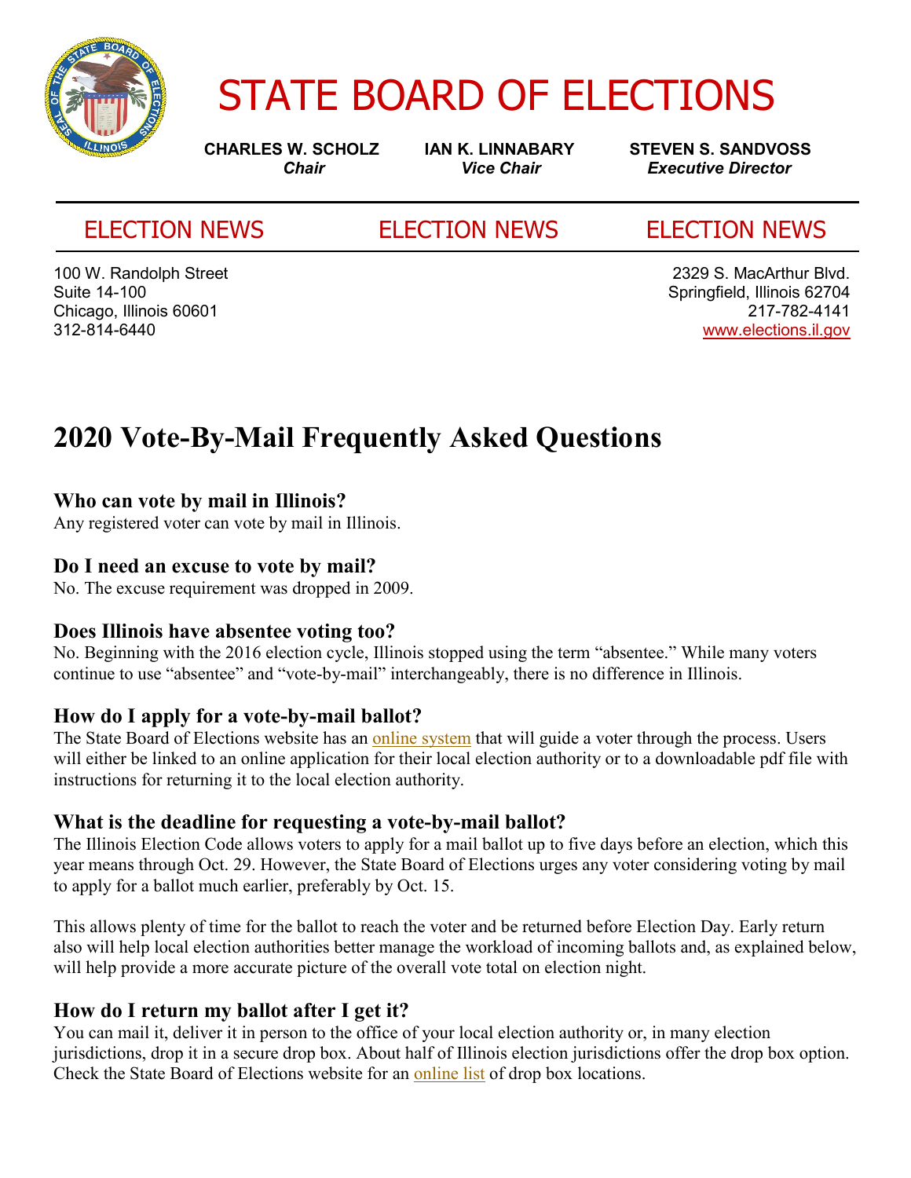# STATE BOARD OF ELECTIONS

**CHARLES W. SCHOLZ**
***Chair***

**IAN K. LINNABARY**
***Vice Chair***

**STEVEN S. SANDVOSS**
***Executive Director***

ELECTION NEWS ELECTION NEWS ELECTION NEWS

100 W. Randolph Street
Suite 14-100
Chicago, Illinois 60601
312-814-6440

2329 S. MacArthur Blvd.
Springfield, Illinois 62704
217-782-4141
www.elections.il.gov

# 2020 Vote-By-Mail Frequently Asked Questions

### Who can vote by mail in Illinois?

Any registered voter can vote by mail in Illinois.

### Do I need an excuse to vote by mail?

No. The excuse requirement was dropped in 2009.

### Does Illinois have absentee voting too?

No. Beginning with the 2016 election cycle, Illinois stopped using the term "absentee." While many voters continue to use "absentee" and "vote-by-mail" interchangeably, there is no difference in Illinois.

### How do I apply for a vote-by-mail ballot?

The State Board of Elections website has an online system that will guide a voter through the process. Users will either be linked to an online application for their local election authority or to a downloadable pdf file with instructions for returning it to the local election authority.

### What is the deadline for requesting a vote-by-mail ballot?

The Illinois Election Code allows voters to apply for a mail ballot up to five days before an election, which this year means through Oct. 29. However, the State Board of Elections urges any voter considering voting by mail to apply for a ballot much earlier, preferably by Oct. 15.

This allows plenty of time for the ballot to reach the voter and be returned before Election Day. Early return also will help local election authorities better manage the workload of incoming ballots and, as explained below, will help provide a more accurate picture of the overall vote total on election night.

### How do I return my ballot after I get it?

You can mail it, deliver it in person to the office of your local election authority or, in many election jurisdictions, drop it in a secure drop box. About half of Illinois election jurisdictions offer the drop box option. Check the State Board of Elections website for an online list of drop box locations.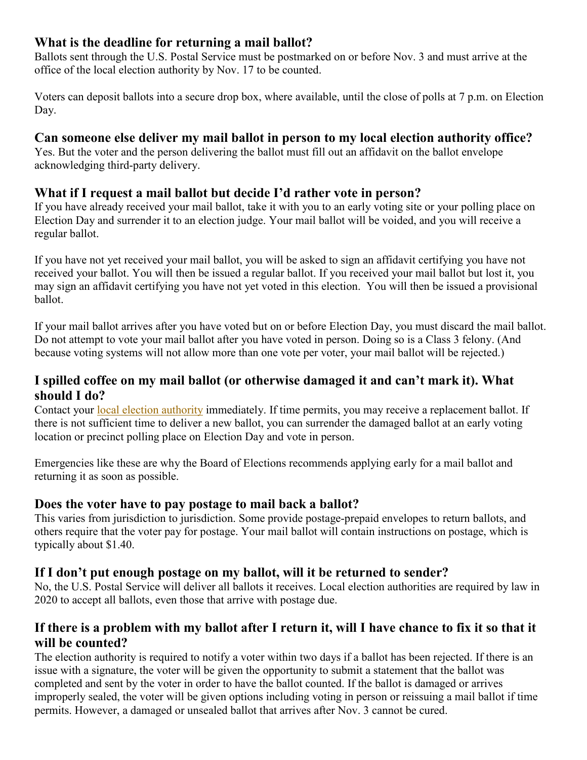## What is the deadline for returning a mail ballot?

Ballots sent through the U.S. Postal Service must be postmarked on or before Nov. 3 and must arrive at the office of the local election authority by Nov. 17 to be counted.

Voters can deposit ballots into a secure drop box, where available, until the close of polls at 7 p.m. on Election Day.

## Can someone else deliver my mail ballot in person to my local election authority office?

Yes. But the voter and the person delivering the ballot must fill out an affidavit on the ballot envelope acknowledging third-party delivery.

## What if I request a mail ballot but decide I'd rather vote in person?

If you have already received your mail ballot, take it with you to an early voting site or your polling place on Election Day and surrender it to an election judge. Your mail ballot will be voided, and you will receive a regular ballot.

If you have not yet received your mail ballot, you will be asked to sign an affidavit certifying you have not received your ballot. You will then be issued a regular ballot. If you received your mail ballot but lost it, you may sign an affidavit certifying you have not yet voted in this election. You will then be issued a provisional ballot.

If your mail ballot arrives after you have voted but on or before Election Day, you must discard the mail ballot. Do not attempt to vote your mail ballot after you have voted in person. Doing so is a Class 3 felony. (And because voting systems will not allow more than one vote per voter, your mail ballot will be rejected.)

## I spilled coffee on my mail ballot (or otherwise damaged it and can't mark it). What should I do?

Contact your local election authority immediately. If time permits, you may receive a replacement ballot. If there is not sufficient time to deliver a new ballot, you can surrender the damaged ballot at an early voting location or precinct polling place on Election Day and vote in person.

Emergencies like these are why the Board of Elections recommends applying early for a mail ballot and returning it as soon as possible.

## Does the voter have to pay postage to mail back a ballot?

This varies from jurisdiction to jurisdiction. Some provide postage-prepaid envelopes to return ballots, and others require that the voter pay for postage. Your mail ballot will contain instructions on postage, which is typically about $1.40.

## If I don't put enough postage on my ballot, will it be returned to sender?

No, the U.S. Postal Service will deliver all ballots it receives. Local election authorities are required by law in 2020 to accept all ballots, even those that arrive with postage due.

## If there is a problem with my ballot after I return it, will I have chance to fix it so that it will be counted?

The election authority is required to notify a voter within two days if a ballot has been rejected. If there is an issue with a signature, the voter will be given the opportunity to submit a statement that the ballot was completed and sent by the voter in order to have the ballot counted. If the ballot is damaged or arrives improperly sealed, the voter will be given options including voting in person or reissuing a mail ballot if time permits. However, a damaged or unsealed ballot that arrives after Nov. 3 cannot be cured.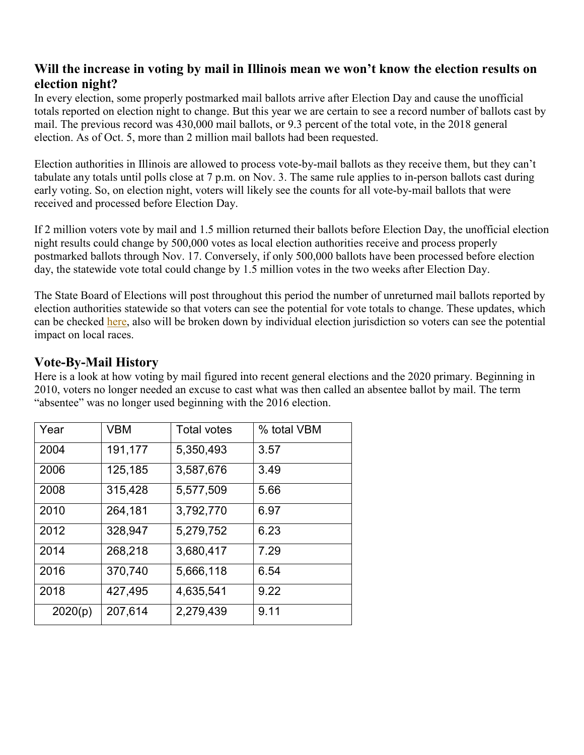## Will the increase in voting by mail in Illinois mean we won't know the election results on election night?

In every election, some properly postmarked mail ballots arrive after Election Day and cause the unofficial totals reported on election night to change. But this year we are certain to see a record number of ballots cast by mail. The previous record was 430,000 mail ballots, or 9.3 percent of the total vote, in the 2018 general election. As of Oct. 5, more than 2 million mail ballots had been requested.

Election authorities in Illinois are allowed to process vote-by-mail ballots as they receive them, but they can't tabulate any totals until polls close at 7 p.m. on Nov. 3. The same rule applies to in-person ballots cast during early voting. So, on election night, voters will likely see the counts for all vote-by-mail ballots that were received and processed before Election Day.

If 2 million voters vote by mail and 1.5 million returned their ballots before Election Day, the unofficial election night results could change by 500,000 votes as local election authorities receive and process properly postmarked ballots through Nov. 17. Conversely, if only 500,000 ballots have been processed before election day, the statewide vote total could change by 1.5 million votes in the two weeks after Election Day.

The State Board of Elections will post throughout this period the number of unreturned mail ballots reported by election authorities statewide so that voters can see the potential for vote totals to change. These updates, which can be checked here, also will be broken down by individual election jurisdiction so voters can see the potential impact on local races.

## Vote-By-Mail History

Here is a look at how voting by mail figured into recent general elections and the 2020 primary. Beginning in 2010, voters no longer needed an excuse to cast what was then called an absentee ballot by mail. The term "absentee" was no longer used beginning with the 2016 election.

| Year | VBM | Total votes | % total VBM |
|---|---|---|---|
| 2004 | 191,177 | 5,350,493 | 3.57 |
| 2006 | 125,185 | 3,587,676 | 3.49 |
| 2008 | 315,428 | 5,577,509 | 5.66 |
| 2010 | 264,181 | 3,792,770 | 6.97 |
| 2012 | 328,947 | 5,279,752 | 6.23 |
| 2014 | 268,218 | 3,680,417 | 7.29 |
| 2016 | 370,740 | 5,666,118 | 6.54 |
| 2018 | 427,495 | 4,635,541 | 9.22 |
| 2020(p) | 207,614 | 2,279,439 | 9.11 |